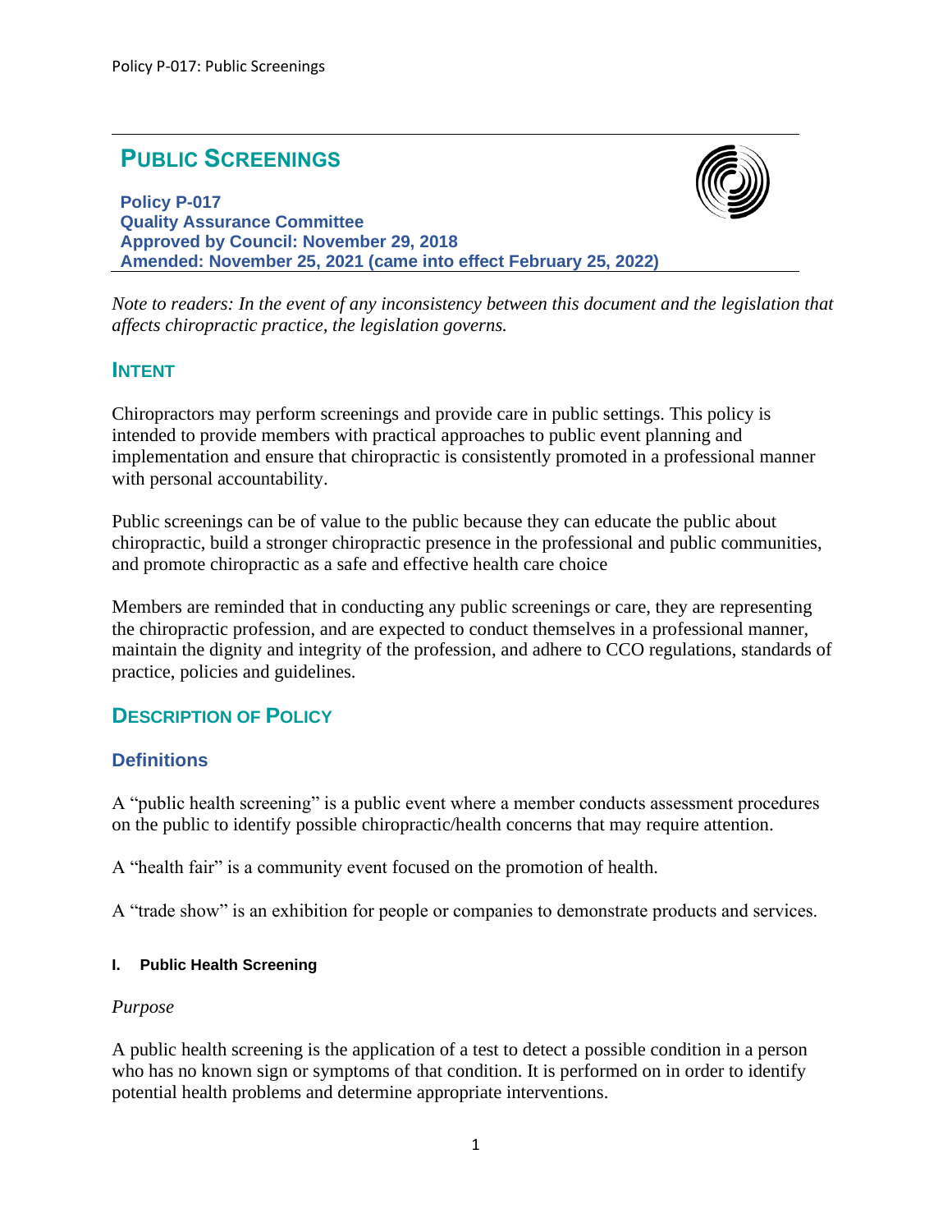# PUBLIC SCREENINGS

**Policy P-017**
**Quality Assurance Committee**
**Approved by Council: November 29, 2018**
**Amended: November 25, 2021 (came into effect February 25, 2022)**

*Note to readers: In the event of any inconsistency between this document and the legislation that affects chiropractic practice, the legislation governs.*

## INTENT

Chiropractors may perform screenings and provide care in public settings. This policy is intended to provide members with practical approaches to public event planning and implementation and ensure that chiropractic is consistently promoted in a professional manner with personal accountability.

Public screenings can be of value to the public because they can educate the public about chiropractic, build a stronger chiropractic presence in the professional and public communities, and promote chiropractic as a safe and effective health care choice

Members are reminded that in conducting any public screenings or care, they are representing the chiropractic profession, and are expected to conduct themselves in a professional manner, maintain the dignity and integrity of the profession, and adhere to CCO regulations, standards of practice, policies and guidelines.

## DESCRIPTION OF POLICY

### Definitions

A "public health screening" is a public event where a member conducts assessment procedures on the public to identify possible chiropractic/health concerns that may require attention.

A "health fair" is a community event focused on the promotion of health.

A "trade show" is an exhibition for people or companies to demonstrate products and services.

#### I. Public Health Screening

*Purpose*

A public health screening is the application of a test to detect a possible condition in a person who has no known sign or symptoms of that condition. It is performed on in order to identify potential health problems and determine appropriate interventions.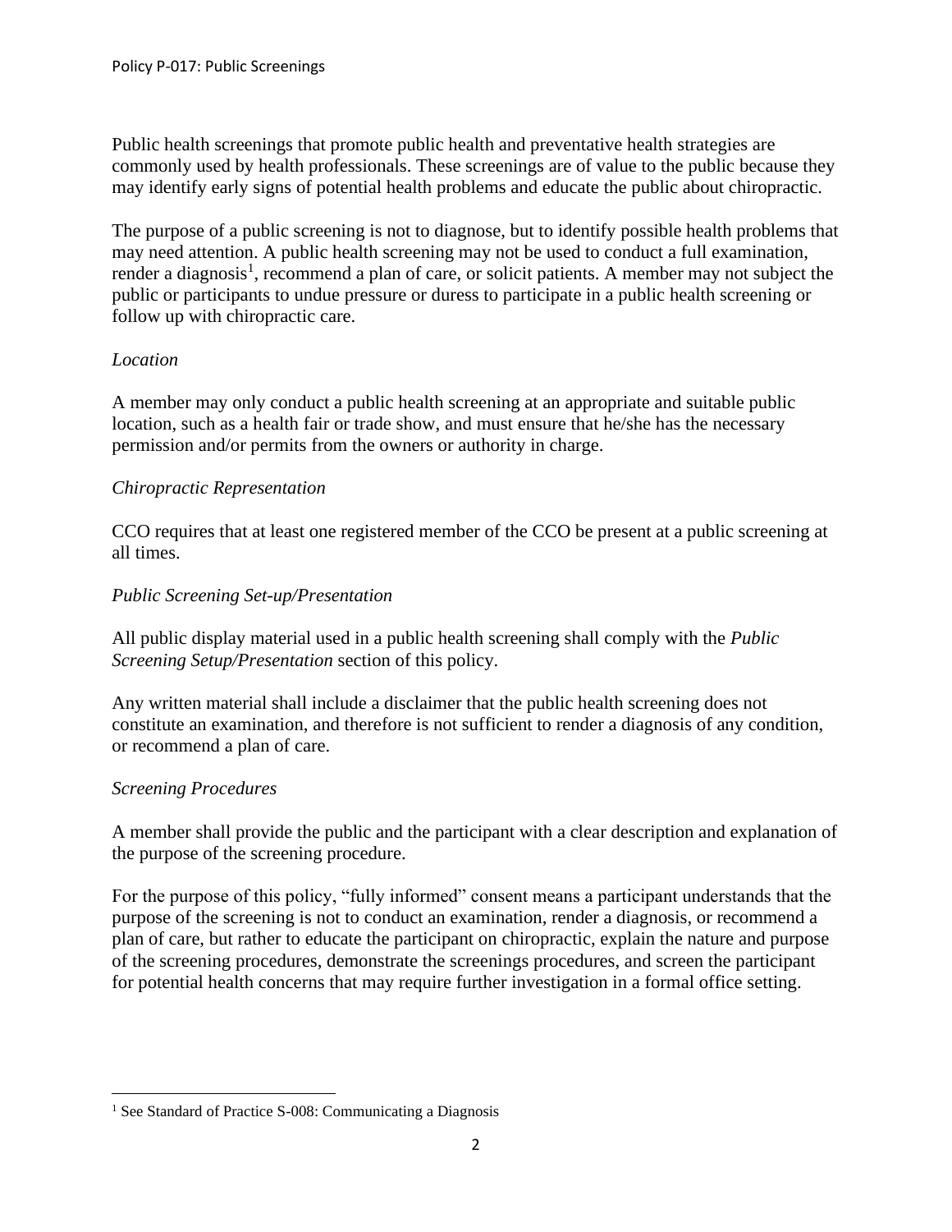Public health screenings that promote public health and preventative health strategies are commonly used by health professionals. These screenings are of value to the public because they may identify early signs of potential health problems and educate the public about chiropractic.

The purpose of a public screening is not to diagnose, but to identify possible health problems that may need attention. A public health screening may not be used to conduct a full examination, render a diagnosis[1], recommend a plan of care, or solicit patients. A member may not subject the public or participants to undue pressure or duress to participate in a public health screening or follow up with chiropractic care.

*Location*

A member may only conduct a public health screening at an appropriate and suitable public location, such as a health fair or trade show, and must ensure that he/she has the necessary permission and/or permits from the owners or authority in charge.

*Chiropractic Representation*

CCO requires that at least one registered member of the CCO be present at a public screening at all times.

*Public Screening Set-up/Presentation*

All public display material used in a public health screening shall comply with the *Public Screening Setup/Presentation* section of this policy.

Any written material shall include a disclaimer that the public health screening does not constitute an examination, and therefore is not sufficient to render a diagnosis of any condition, or recommend a plan of care.

*Screening Procedures*

A member shall provide the public and the participant with a clear description and explanation of the purpose of the screening procedure.

For the purpose of this policy, "fully informed" consent means a participant understands that the purpose of the screening is not to conduct an examination, render a diagnosis, or recommend a plan of care, but rather to educate the participant on chiropractic, explain the nature and purpose of the screening procedures, demonstrate the screenings procedures, and screen the participant for potential health concerns that may require further investigation in a formal office setting.

---

[1] See Standard of Practice S-008: Communicating a Diagnosis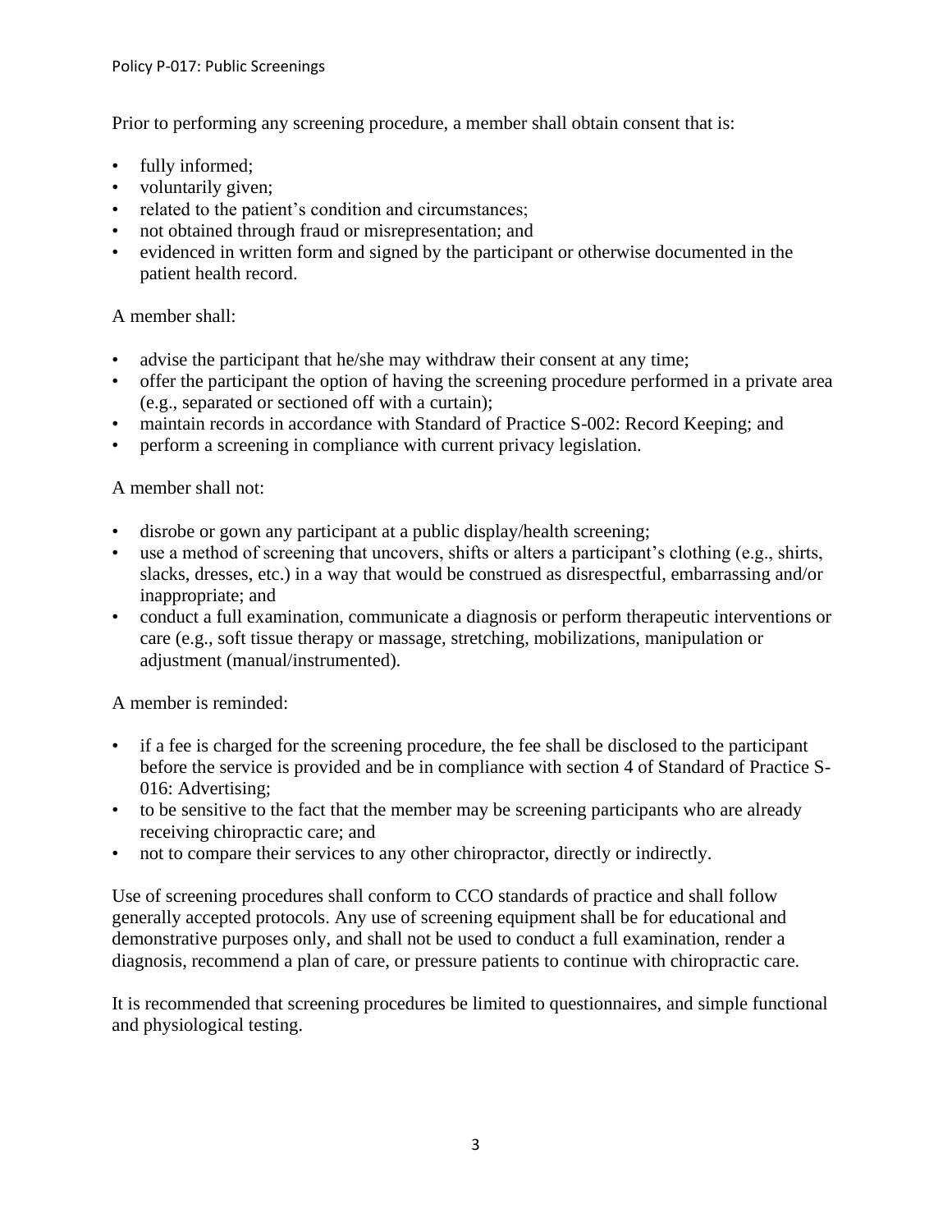Prior to performing any screening procedure, a member shall obtain consent that is:

- fully informed;
- voluntarily given;
- related to the patient's condition and circumstances;
- not obtained through fraud or misrepresentation; and
- evidenced in written form and signed by the participant or otherwise documented in the patient health record.

A member shall:

- advise the participant that he/she may withdraw their consent at any time;
- offer the participant the option of having the screening procedure performed in a private area (e.g., separated or sectioned off with a curtain);
- maintain records in accordance with Standard of Practice S-002: Record Keeping; and
- perform a screening in compliance with current privacy legislation.

A member shall not:

- disrobe or gown any participant at a public display/health screening;
- use a method of screening that uncovers, shifts or alters a participant's clothing (e.g., shirts, slacks, dresses, etc.) in a way that would be construed as disrespectful, embarrassing and/or inappropriate; and
- conduct a full examination, communicate a diagnosis or perform therapeutic interventions or care (e.g., soft tissue therapy or massage, stretching, mobilizations, manipulation or adjustment (manual/instrumented).

A member is reminded:

- if a fee is charged for the screening procedure, the fee shall be disclosed to the participant before the service is provided and be in compliance with section 4 of Standard of Practice S-016: Advertising;
- to be sensitive to the fact that the member may be screening participants who are already receiving chiropractic care; and
- not to compare their services to any other chiropractor, directly or indirectly.

Use of screening procedures shall conform to CCO standards of practice and shall follow generally accepted protocols. Any use of screening equipment shall be for educational and demonstrative purposes only, and shall not be used to conduct a full examination, render a diagnosis, recommend a plan of care, or pressure patients to continue with chiropractic care.

It is recommended that screening procedures be limited to questionnaires, and simple functional and physiological testing.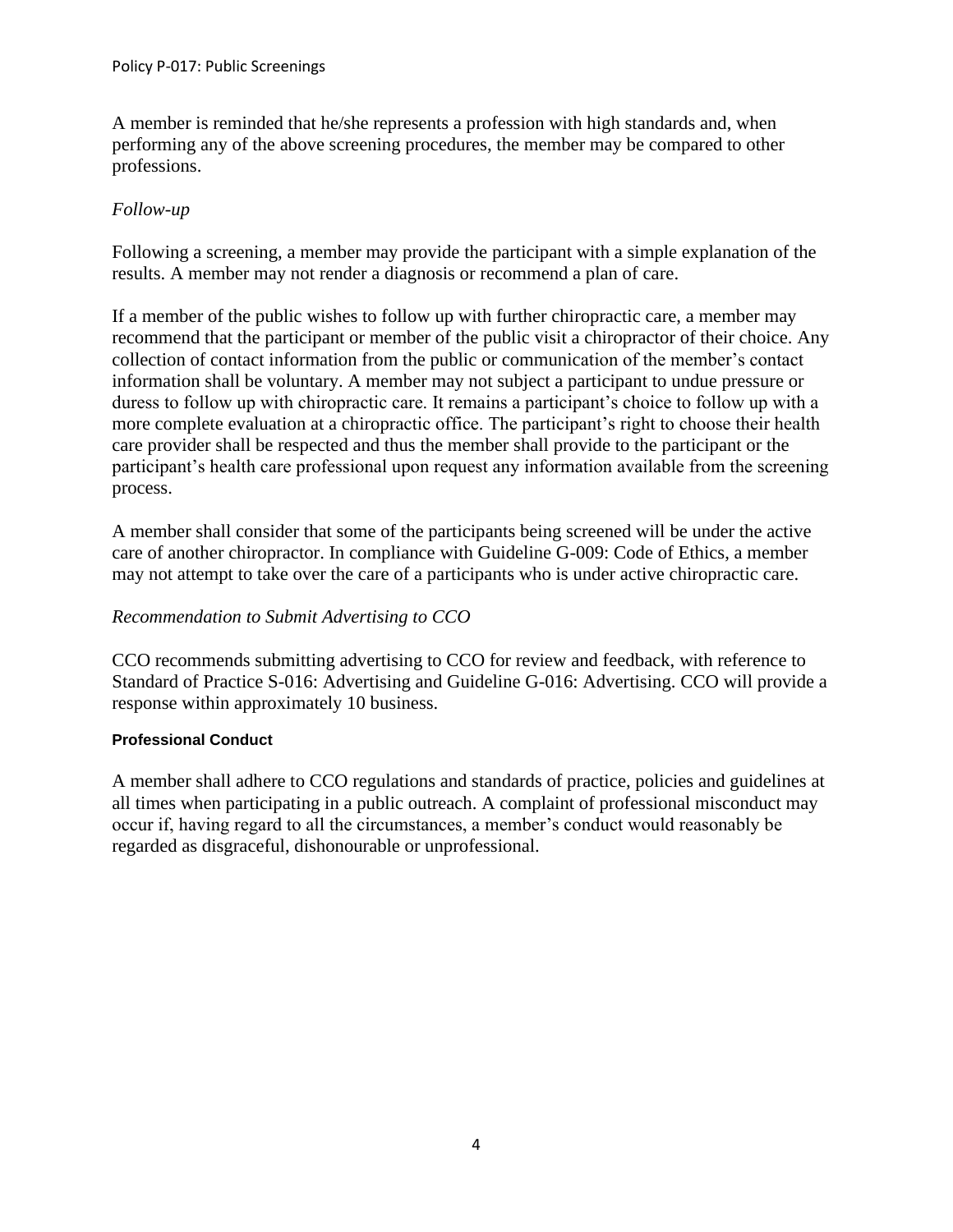A member is reminded that he/she represents a profession with high standards and, when performing any of the above screening procedures, the member may be compared to other professions.

*Follow-up*

Following a screening, a member may provide the participant with a simple explanation of the results. A member may not render a diagnosis or recommend a plan of care.

If a member of the public wishes to follow up with further chiropractic care, a member may recommend that the participant or member of the public visit a chiropractor of their choice. Any collection of contact information from the public or communication of the member's contact information shall be voluntary. A member may not subject a participant to undue pressure or duress to follow up with chiropractic care. It remains a participant's choice to follow up with a more complete evaluation at a chiropractic office. The participant's right to choose their health care provider shall be respected and thus the member shall provide to the participant or the participant's health care professional upon request any information available from the screening process.

A member shall consider that some of the participants being screened will be under the active care of another chiropractor. In compliance with Guideline G-009: Code of Ethics, a member may not attempt to take over the care of a participants who is under active chiropractic care.

*Recommendation to Submit Advertising to CCO*

CCO recommends submitting advertising to CCO for review and feedback, with reference to Standard of Practice S-016: Advertising and Guideline G-016: Advertising. CCO will provide a response within approximately 10 business.

#### Professional Conduct

A member shall adhere to CCO regulations and standards of practice, policies and guidelines at all times when participating in a public outreach. A complaint of professional misconduct may occur if, having regard to all the circumstances, a member's conduct would reasonably be regarded as disgraceful, dishonourable or unprofessional.